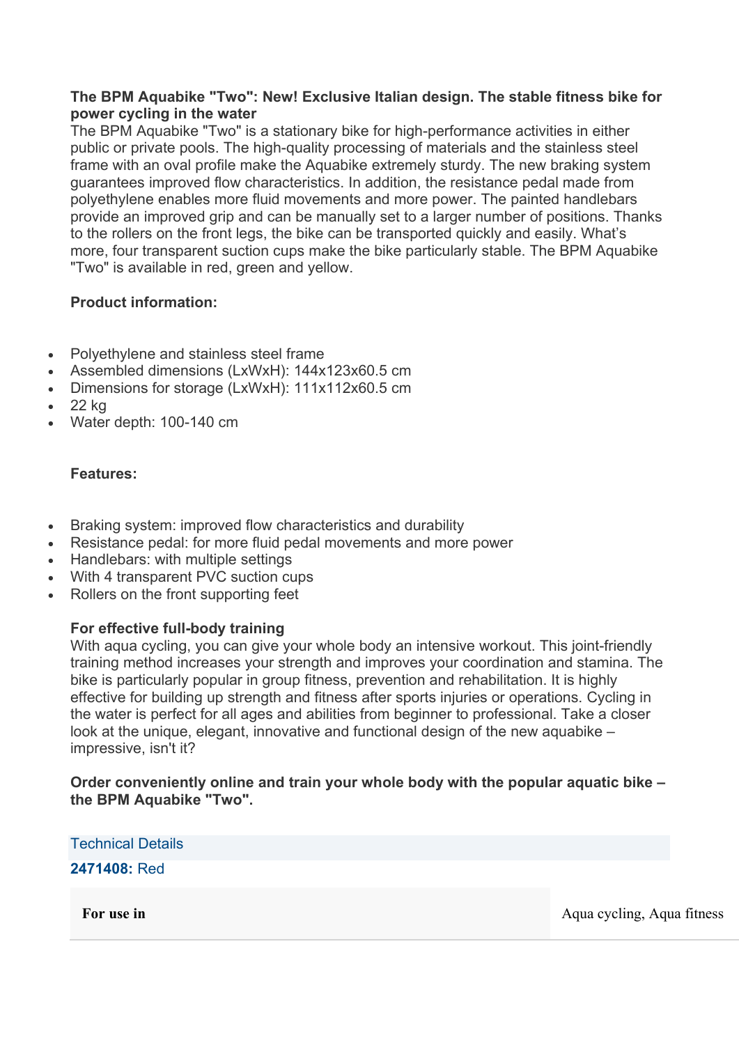**The BPM Aquabike "Two": New! Exclusive Italian design. The stable fitness bike for power cycling in the water**

The BPM Aquabike "Two" is a stationary bike for high-performance activities in either public or private pools. The high-quality processing of materials and the stainless steel frame with an oval profile make the Aquabike extremely sturdy. The new braking system guarantees improved flow characteristics. In addition, the resistance pedal made from polyethylene enables more fluid movements and more power. The painted handlebars provide an improved grip and can be manually set to a larger number of positions. Thanks to the rollers on the front legs, the bike can be transported quickly and easily. What's more, four transparent suction cups make the bike particularly stable. The BPM Aquabike "Two" is available in red, green and yellow.

**Product information:**

- Polyethylene and stainless steel frame
- Assembled dimensions (LxWxH): 144x123x60.5 cm
- Dimensions for storage (LxWxH): 111x112x60.5 cm
- 22 kg
- Water depth: 100-140 cm

**Features:**

- Braking system: improved flow characteristics and durability
- Resistance pedal: for more fluid pedal movements and more power
- Handlebars: with multiple settings
- With 4 transparent PVC suction cups
- Rollers on the front supporting feet

**For effective full-body training**

With aqua cycling, you can give your whole body an intensive workout. This joint-friendly training method increases your strength and improves your coordination and stamina. The bike is particularly popular in group fitness, prevention and rehabilitation. It is highly effective for building up strength and fitness after sports injuries or operations. Cycling in the water is perfect for all ages and abilities from beginner to professional. Take a closer look at the unique, elegant, innovative and functional design of the new aquabike – impressive, isn't it?

**Order conveniently online and train your whole body with the popular aquatic bike – the BPM Aquabike "Two".**

Technical Details

**2471408:** Red

| **For use in** | Aqua cycling, Aqua fitness |
| --- | --- |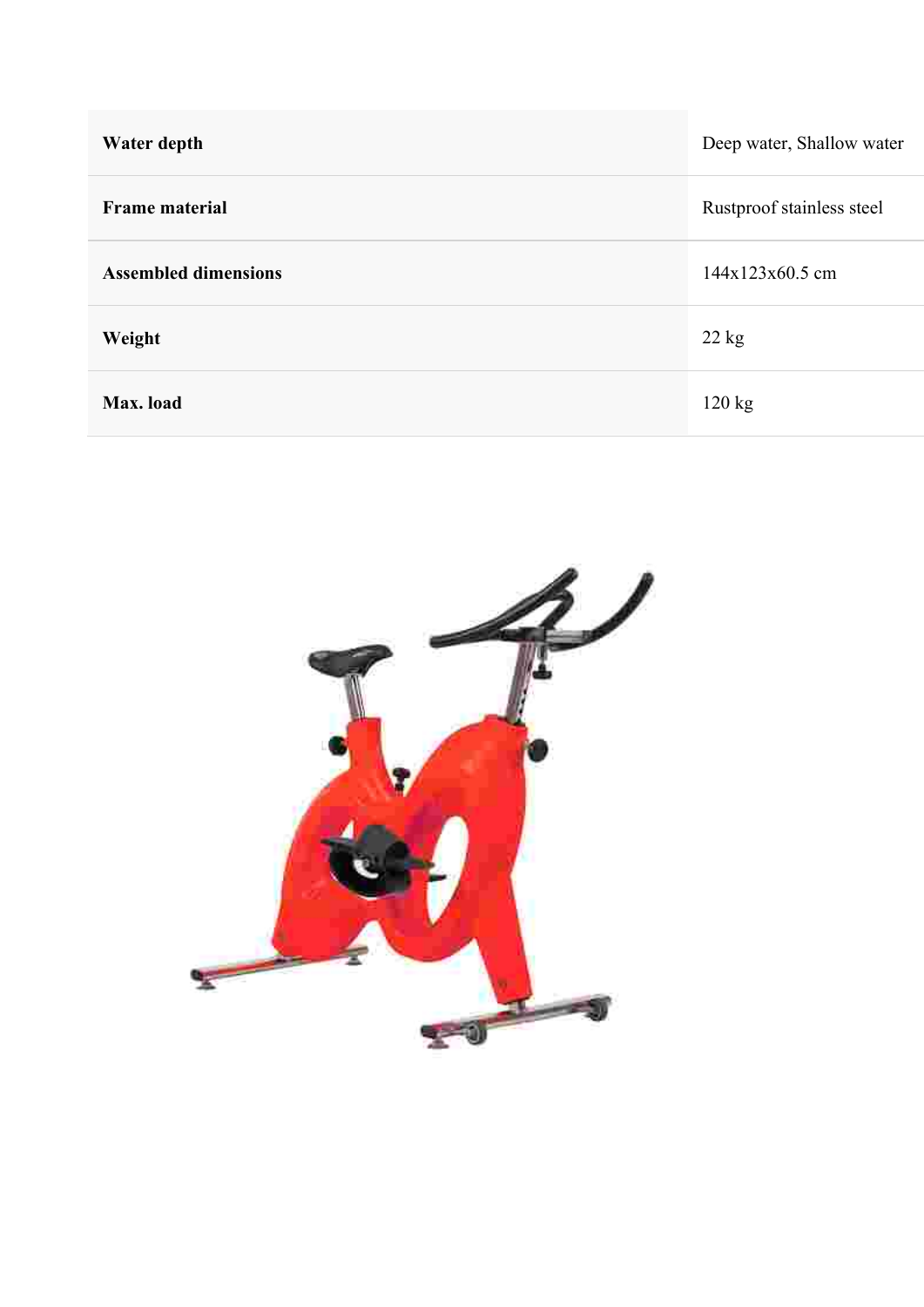| | |
|---|---|
| **Water depth** | Deep water, Shallow water |
| **Frame material** | Rustproof stainless steel |
| **Assembled dimensions** | 144x123x60.5 cm |
| **Weight** | 22 kg |
| **Max. load** | 120 kg |